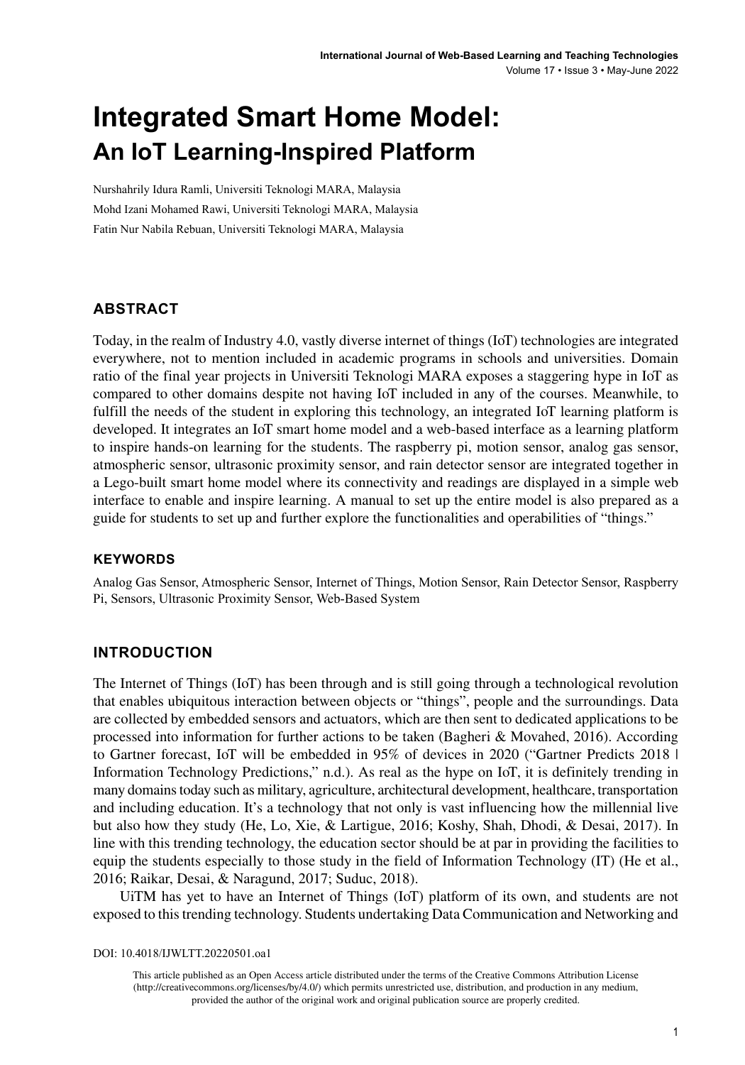# Integrated Smart Home Model: An IoT Learning-Inspired Platform

Nurshahrily Idura Ramli, Universiti Teknologi MARA, Malaysia

Mohd Izani Mohamed Rawi, Universiti Teknologi MARA, Malaysia

Fatin Nur Nabila Rebuan, Universiti Teknologi MARA, Malaysia

## ABSTRACT

Today, in the realm of Industry 4.0, vastly diverse internet of things (IoT) technologies are integrated everywhere, not to mention included in academic programs in schools and universities. Domain ratio of the final year projects in Universiti Teknologi MARA exposes a staggering hype in IoT as compared to other domains despite not having IoT included in any of the courses. Meanwhile, to fulfill the needs of the student in exploring this technology, an integrated IoT learning platform is developed. It integrates an IoT smart home model and a web-based interface as a learning platform to inspire hands-on learning for the students. The raspberry pi, motion sensor, analog gas sensor, atmospheric sensor, ultrasonic proximity sensor, and rain detector sensor are integrated together in a Lego-built smart home model where its connectivity and readings are displayed in a simple web interface to enable and inspire learning. A manual to set up the entire model is also prepared as a guide for students to set up and further explore the functionalities and operabilities of "things."

### KEYWORDS

Analog Gas Sensor, Atmospheric Sensor, Internet of Things, Motion Sensor, Rain Detector Sensor, Raspberry Pi, Sensors, Ultrasonic Proximity Sensor, Web-Based System

## INTRODUCTION

The Internet of Things (IoT) has been through and is still going through a technological revolution that enables ubiquitous interaction between objects or "things", people and the surroundings. Data are collected by embedded sensors and actuators, which are then sent to dedicated applications to be processed into information for further actions to be taken (Bagheri & Movahed, 2016). According to Gartner forecast, IoT will be embedded in 95% of devices in 2020 ("Gartner Predicts 2018 | Information Technology Predictions," n.d.). As real as the hype on IoT, it is definitely trending in many domains today such as military, agriculture, architectural development, healthcare, transportation and including education. It's a technology that not only is vast influencing how the millennial live but also how they study (He, Lo, Xie, & Lartigue, 2016; Koshy, Shah, Dhodi, & Desai, 2017). In line with this trending technology, the education sector should be at par in providing the facilities to equip the students especially to those study in the field of Information Technology (IT) (He et al., 2016; Raikar, Desai, & Naragund, 2017; Suduc, 2018).

UiTM has yet to have an Internet of Things (IoT) platform of its own, and students are not exposed to this trending technology. Students undertaking Data Communication and Networking and

DOI: 10.4018/IJWLTT.20220501.oa1

This article published as an Open Access article distributed under the terms of the Creative Commons Attribution License (http://creativecommons.org/licenses/by/4.0/) which permits unrestricted use, distribution, and production in any medium, provided the author of the original work and original publication source are properly credited.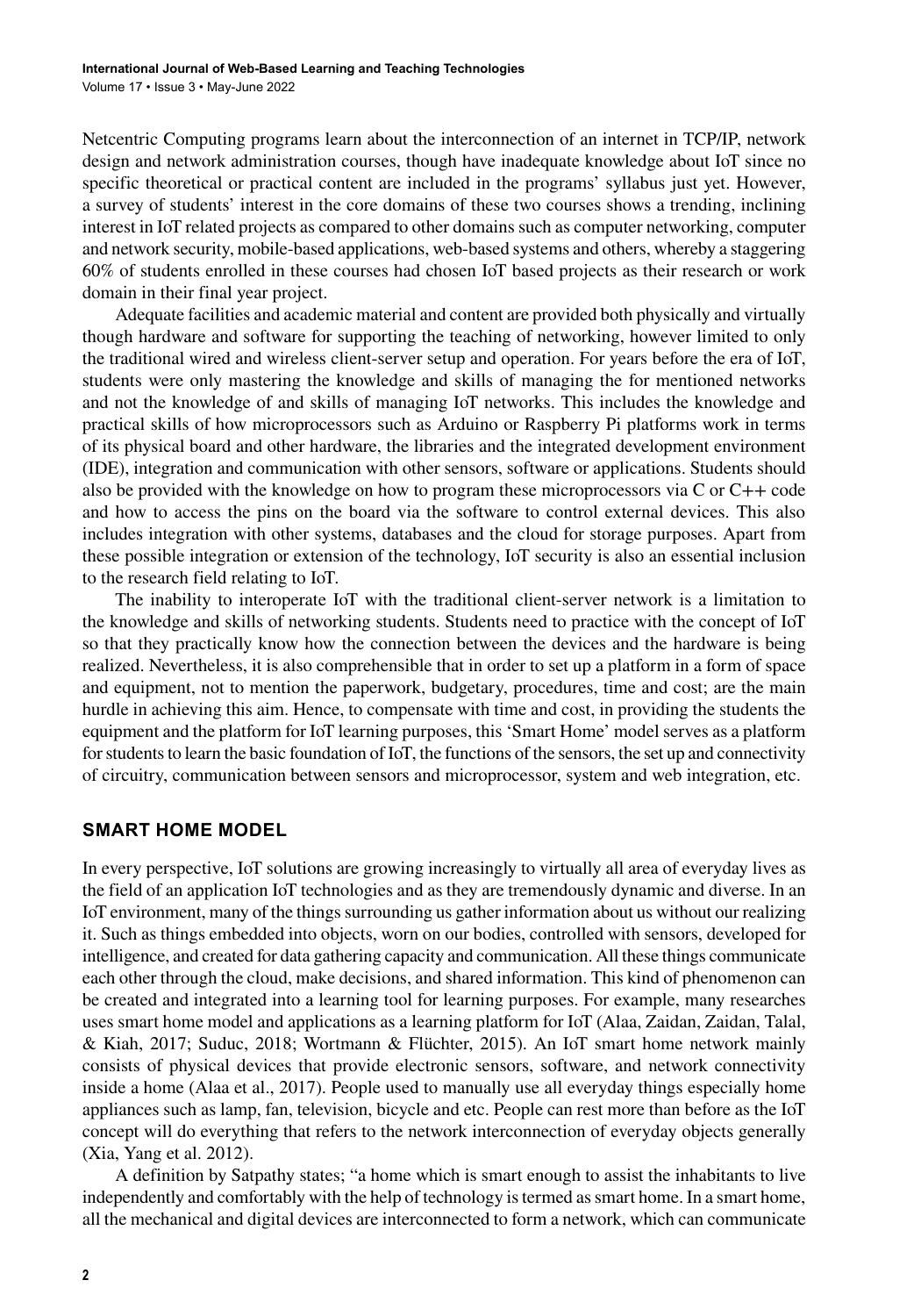Netcentric Computing programs learn about the interconnection of an internet in TCP/IP, network design and network administration courses, though have inadequate knowledge about IoT since no specific theoretical or practical content are included in the programs' syllabus just yet. However, a survey of students' interest in the core domains of these two courses shows a trending, inclining interest in IoT related projects as compared to other domains such as computer networking, computer and network security, mobile-based applications, web-based systems and others, whereby a staggering 60% of students enrolled in these courses had chosen IoT based projects as their research or work domain in their final year project.

Adequate facilities and academic material and content are provided both physically and virtually though hardware and software for supporting the teaching of networking, however limited to only the traditional wired and wireless client-server setup and operation. For years before the era of IoT, students were only mastering the knowledge and skills of managing the for mentioned networks and not the knowledge of and skills of managing IoT networks. This includes the knowledge and practical skills of how microprocessors such as Arduino or Raspberry Pi platforms work in terms of its physical board and other hardware, the libraries and the integrated development environment (IDE), integration and communication with other sensors, software or applications. Students should also be provided with the knowledge on how to program these microprocessors via C or C++ code and how to access the pins on the board via the software to control external devices. This also includes integration with other systems, databases and the cloud for storage purposes. Apart from these possible integration or extension of the technology, IoT security is also an essential inclusion to the research field relating to IoT.

The inability to interoperate IoT with the traditional client-server network is a limitation to the knowledge and skills of networking students. Students need to practice with the concept of IoT so that they practically know how the connection between the devices and the hardware is being realized. Nevertheless, it is also comprehensible that in order to set up a platform in a form of space and equipment, not to mention the paperwork, budgetary, procedures, time and cost; are the main hurdle in achieving this aim. Hence, to compensate with time and cost, in providing the students the equipment and the platform for IoT learning purposes, this 'Smart Home' model serves as a platform for students to learn the basic foundation of IoT, the functions of the sensors, the set up and connectivity of circuitry, communication between sensors and microprocessor, system and web integration, etc.

## SMART HOME MODEL

In every perspective, IoT solutions are growing increasingly to virtually all area of everyday lives as the field of an application IoT technologies and as they are tremendously dynamic and diverse. In an IoT environment, many of the things surrounding us gather information about us without our realizing it. Such as things embedded into objects, worn on our bodies, controlled with sensors, developed for intelligence, and created for data gathering capacity and communication. All these things communicate each other through the cloud, make decisions, and shared information. This kind of phenomenon can be created and integrated into a learning tool for learning purposes. For example, many researches uses smart home model and applications as a learning platform for IoT (Alaa, Zaidan, Zaidan, Talal, & Kiah, 2017; Suduc, 2018; Wortmann & Flüchter, 2015). An IoT smart home network mainly consists of physical devices that provide electronic sensors, software, and network connectivity inside a home (Alaa et al., 2017). People used to manually use all everyday things especially home appliances such as lamp, fan, television, bicycle and etc. People can rest more than before as the IoT concept will do everything that refers to the network interconnection of everyday objects generally (Xia, Yang et al. 2012).

A definition by Satpathy states; "a home which is smart enough to assist the inhabitants to live independently and comfortably with the help of technology is termed as smart home. In a smart home, all the mechanical and digital devices are interconnected to form a network, which can communicate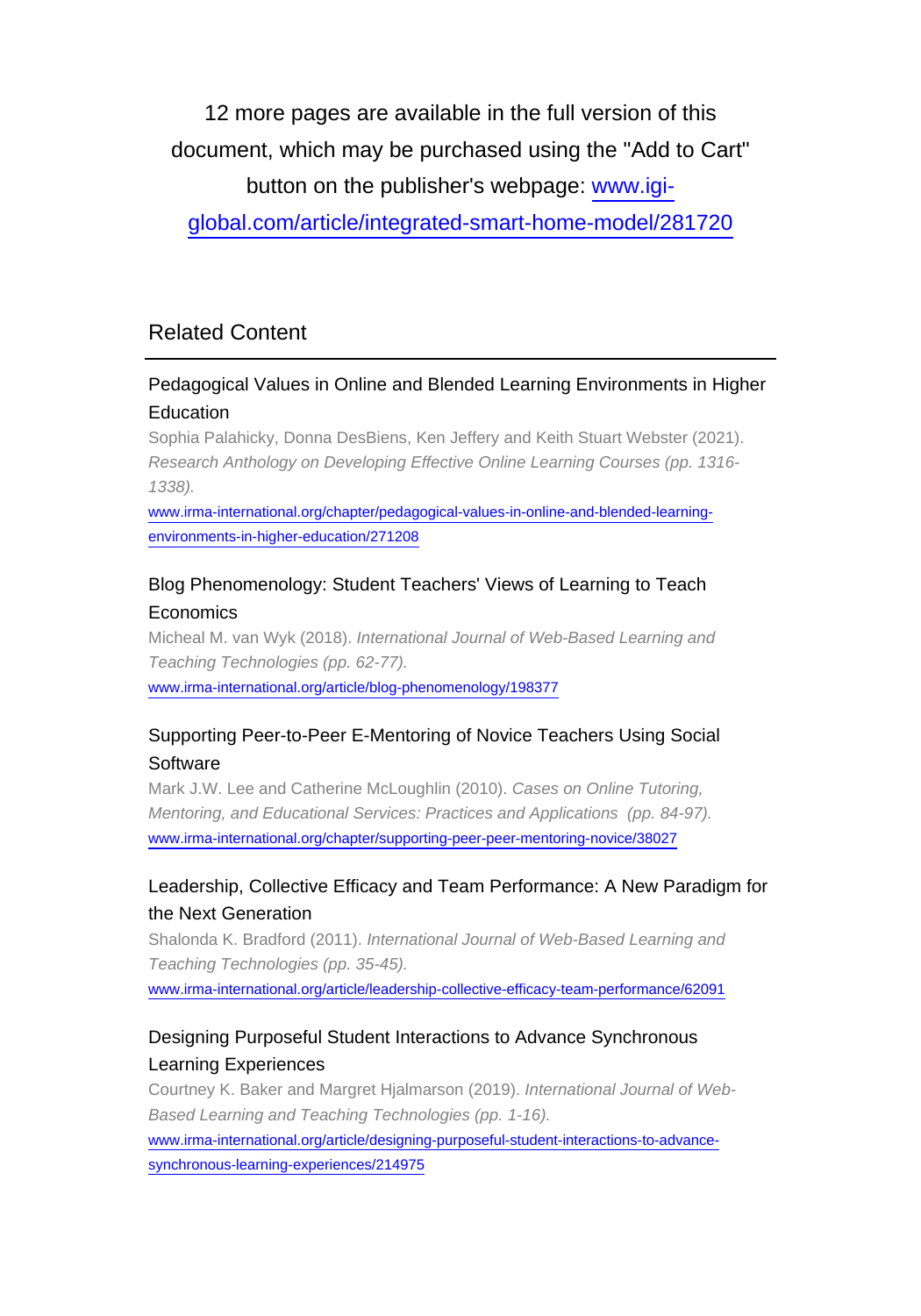12 more pages are available in the full version of this document, which may be purchased using the "Add to Cart" button on the publisher's webpage: [www.igi-global.com/article/integrated-smart-home-model/281720](www.igi-global.com/article/integrated-smart-home-model/281720)

## Related Content

### Pedagogical Values in Online and Blended Learning Environments in Higher Education

Sophia Palahicky, Donna DesBiens, Ken Jeffery and Keith Stuart Webster (2021). *Research Anthology on Developing Effective Online Learning Courses (pp. 1316-1338).*

[www.irma-international.org/chapter/pedagogical-values-in-online-and-blended-learning-environments-in-higher-education/271208](www.irma-international.org/chapter/pedagogical-values-in-online-and-blended-learning-environments-in-higher-education/271208)

### Blog Phenomenology: Student Teachers' Views of Learning to Teach Economics

Micheal M. van Wyk (2018). *International Journal of Web-Based Learning and Teaching Technologies (pp. 62-77).*

[www.irma-international.org/article/blog-phenomenology/198377](www.irma-international.org/article/blog-phenomenology/198377)

### Supporting Peer-to-Peer E-Mentoring of Novice Teachers Using Social Software

Mark J.W. Lee and Catherine McLoughlin (2010). *Cases on Online Tutoring, Mentoring, and Educational Services: Practices and Applications (pp. 84-97).*

[www.irma-international.org/chapter/supporting-peer-peer-mentoring-novice/38027](www.irma-international.org/chapter/supporting-peer-peer-mentoring-novice/38027)

### Leadership, Collective Efficacy and Team Performance: A New Paradigm for the Next Generation

Shalonda K. Bradford (2011). *International Journal of Web-Based Learning and Teaching Technologies (pp. 35-45).*

[www.irma-international.org/article/leadership-collective-efficacy-team-performance/62091](www.irma-international.org/article/leadership-collective-efficacy-team-performance/62091)

### Designing Purposeful Student Interactions to Advance Synchronous Learning Experiences

Courtney K. Baker and Margret Hjalmarson (2019). *International Journal of Web-Based Learning and Teaching Technologies (pp. 1-16).*

[www.irma-international.org/article/designing-purposeful-student-interactions-to-advance-synchronous-learning-experiences/214975](www.irma-international.org/article/designing-purposeful-student-interactions-to-advance-synchronous-learning-experiences/214975)